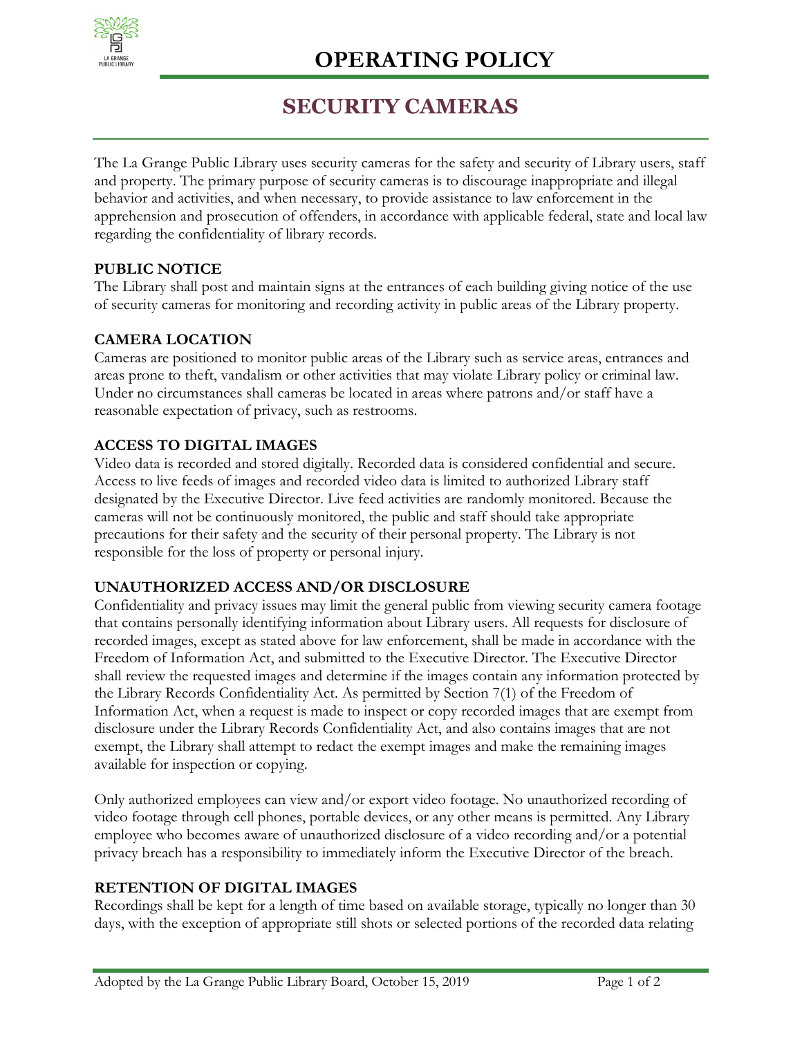# OPERATING POLICY

## SECURITY CAMERAS

The La Grange Public Library uses security cameras for the safety and security of Library users, staff and property. The primary purpose of security cameras is to discourage inappropriate and illegal behavior and activities, and when necessary, to provide assistance to law enforcement in the apprehension and prosecution of offenders, in accordance with applicable federal, state and local law regarding the confidentiality of library records.

**PUBLIC NOTICE**

The Library shall post and maintain signs at the entrances of each building giving notice of the use of security cameras for monitoring and recording activity in public areas of the Library property.

**CAMERA LOCATION**

Cameras are positioned to monitor public areas of the Library such as service areas, entrances and areas prone to theft, vandalism or other activities that may violate Library policy or criminal law. Under no circumstances shall cameras be located in areas where patrons and/or staff have a reasonable expectation of privacy, such as restrooms.

**ACCESS TO DIGITAL IMAGES**

Video data is recorded and stored digitally. Recorded data is considered confidential and secure. Access to live feeds of images and recorded video data is limited to authorized Library staff designated by the Executive Director. Live feed activities are randomly monitored. Because the cameras will not be continuously monitored, the public and staff should take appropriate precautions for their safety and the security of their personal property. The Library is not responsible for the loss of property or personal injury.

**UNAUTHORIZED ACCESS AND/OR DISCLOSURE**

Confidentiality and privacy issues may limit the general public from viewing security camera footage that contains personally identifying information about Library users. All requests for disclosure of recorded images, except as stated above for law enforcement, shall be made in accordance with the Freedom of Information Act, and submitted to the Executive Director. The Executive Director shall review the requested images and determine if the images contain any information protected by the Library Records Confidentiality Act. As permitted by Section 7(1) of the Freedom of Information Act, when a request is made to inspect or copy recorded images that are exempt from disclosure under the Library Records Confidentiality Act, and also contains images that are not exempt, the Library shall attempt to redact the exempt images and make the remaining images available for inspection or copying.

Only authorized employees can view and/or export video footage. No unauthorized recording of video footage through cell phones, portable devices, or any other means is permitted. Any Library employee who becomes aware of unauthorized disclosure of a video recording and/or a potential privacy breach has a responsibility to immediately inform the Executive Director of the breach.

**RETENTION OF DIGITAL IMAGES**

Recordings shall be kept for a length of time based on available storage, typically no longer than 30 days, with the exception of appropriate still shots or selected portions of the recorded data relating

Adopted by the La Grange Public Library Board, October 15, 2019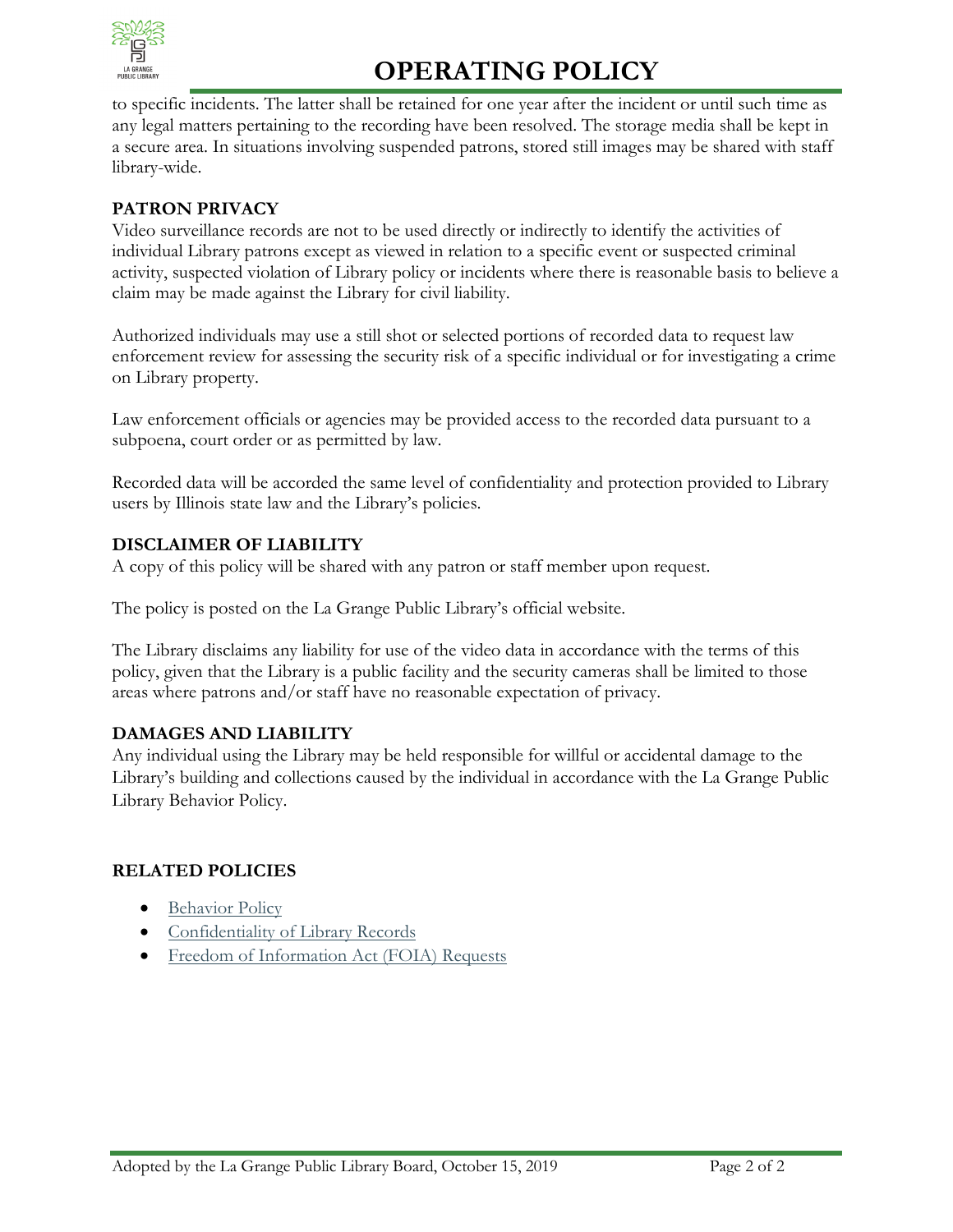to specific incidents. The latter shall be retained for one year after the incident or until such time as any legal matters pertaining to the recording have been resolved. The storage media shall be kept in a secure area. In situations involving suspended patrons, stored still images may be shared with staff library-wide.

## PATRON PRIVACY

Video surveillance records are not to be used directly or indirectly to identify the activities of individual Library patrons except as viewed in relation to a specific event or suspected criminal activity, suspected violation of Library policy or incidents where there is reasonable basis to believe a claim may be made against the Library for civil liability.

Authorized individuals may use a still shot or selected portions of recorded data to request law enforcement review for assessing the security risk of a specific individual or for investigating a crime on Library property.

Law enforcement officials or agencies may be provided access to the recorded data pursuant to a subpoena, court order or as permitted by law.

Recorded data will be accorded the same level of confidentiality and protection provided to Library users by Illinois state law and the Library's policies.

## DISCLAIMER OF LIABILITY

A copy of this policy will be shared with any patron or staff member upon request.

The policy is posted on the La Grange Public Library's official website.

The Library disclaims any liability for use of the video data in accordance with the terms of this policy, given that the Library is a public facility and the security cameras shall be limited to those areas where patrons and/or staff have no reasonable expectation of privacy.

## DAMAGES AND LIABILITY

Any individual using the Library may be held responsible for willful or accidental damage to the Library's building and collections caused by the individual in accordance with the La Grange Public Library Behavior Policy.

## RELATED POLICIES

- Behavior Policy
- Confidentiality of Library Records
- Freedom of Information Act (FOIA) Requests

Adopted by the La Grange Public Library Board, October 15, 2019